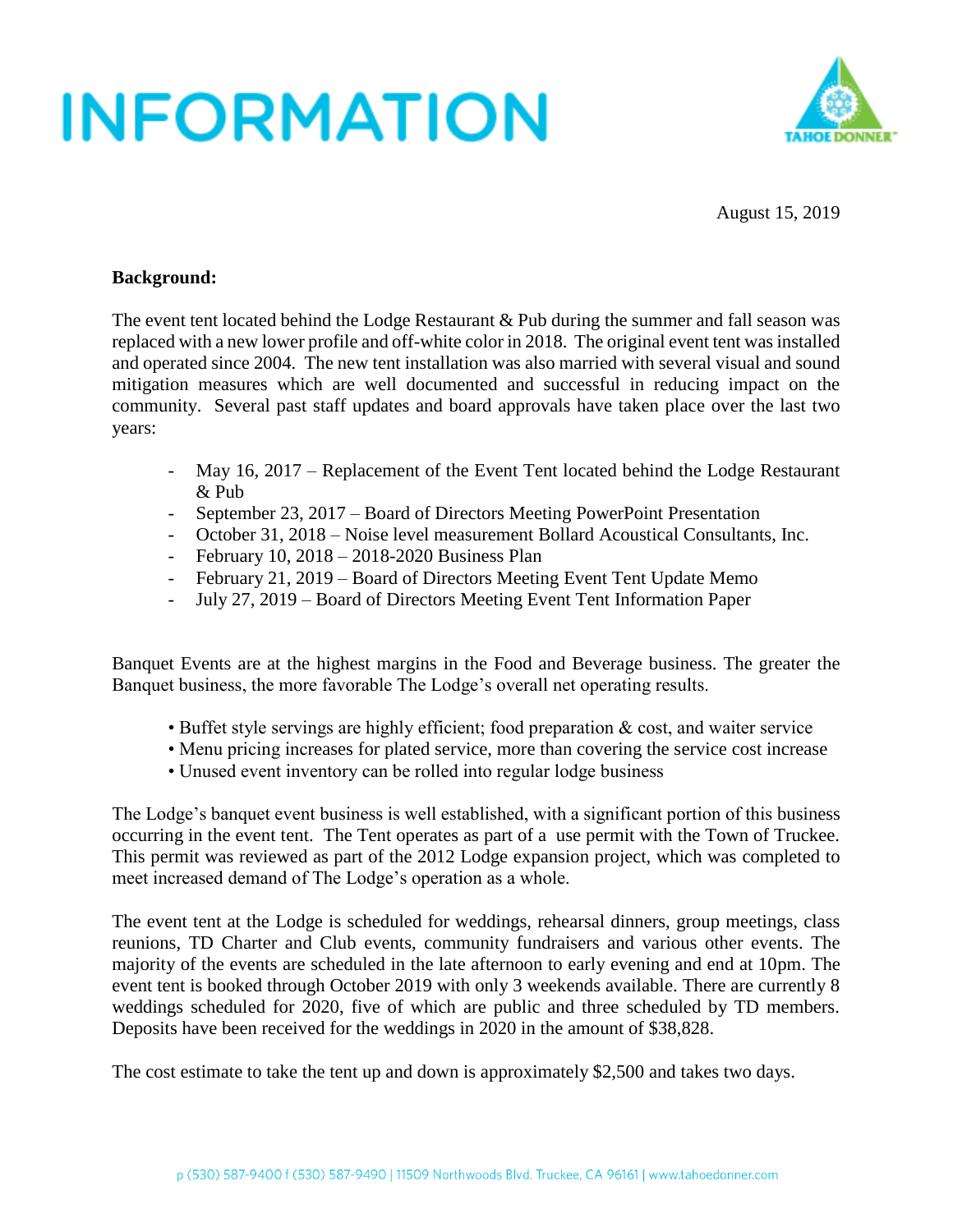# INFORMATION

TAHOE DONNER

August 15, 2019

**Background:**

The event tent located behind the Lodge Restaurant & Pub during the summer and fall season was replaced with a new lower profile and off-white color in 2018. The original event tent was installed and operated since 2004. The new tent installation was also married with several visual and sound mitigation measures which are well documented and successful in reducing impact on the community. Several past staff updates and board approvals have taken place over the last two years:

- May 16, 2017 – Replacement of the Event Tent located behind the Lodge Restaurant & Pub
- September 23, 2017 – Board of Directors Meeting PowerPoint Presentation
- October 31, 2018 – Noise level measurement Bollard Acoustical Consultants, Inc.
- February 10, 2018 – 2018-2020 Business Plan
- February 21, 2019 – Board of Directors Meeting Event Tent Update Memo
- July 27, 2019 – Board of Directors Meeting Event Tent Information Paper

Banquet Events are at the highest margins in the Food and Beverage business. The greater the Banquet business, the more favorable The Lodge's overall net operating results.

- Buffet style servings are highly efficient; food preparation & cost, and waiter service
- Menu pricing increases for plated service, more than covering the service cost increase
- Unused event inventory can be rolled into regular lodge business

The Lodge's banquet event business is well established, with a significant portion of this business occurring in the event tent. The Tent operates as part of a use permit with the Town of Truckee. This permit was reviewed as part of the 2012 Lodge expansion project, which was completed to meet increased demand of The Lodge's operation as a whole.

The event tent at the Lodge is scheduled for weddings, rehearsal dinners, group meetings, class reunions, TD Charter and Club events, community fundraisers and various other events. The majority of the events are scheduled in the late afternoon to early evening and end at 10pm. The event tent is booked through October 2019 with only 3 weekends available. There are currently 8 weddings scheduled for 2020, five of which are public and three scheduled by TD members. Deposits have been received for the weddings in 2020 in the amount of $38,828.

The cost estimate to take the tent up and down is approximately $2,500 and takes two days.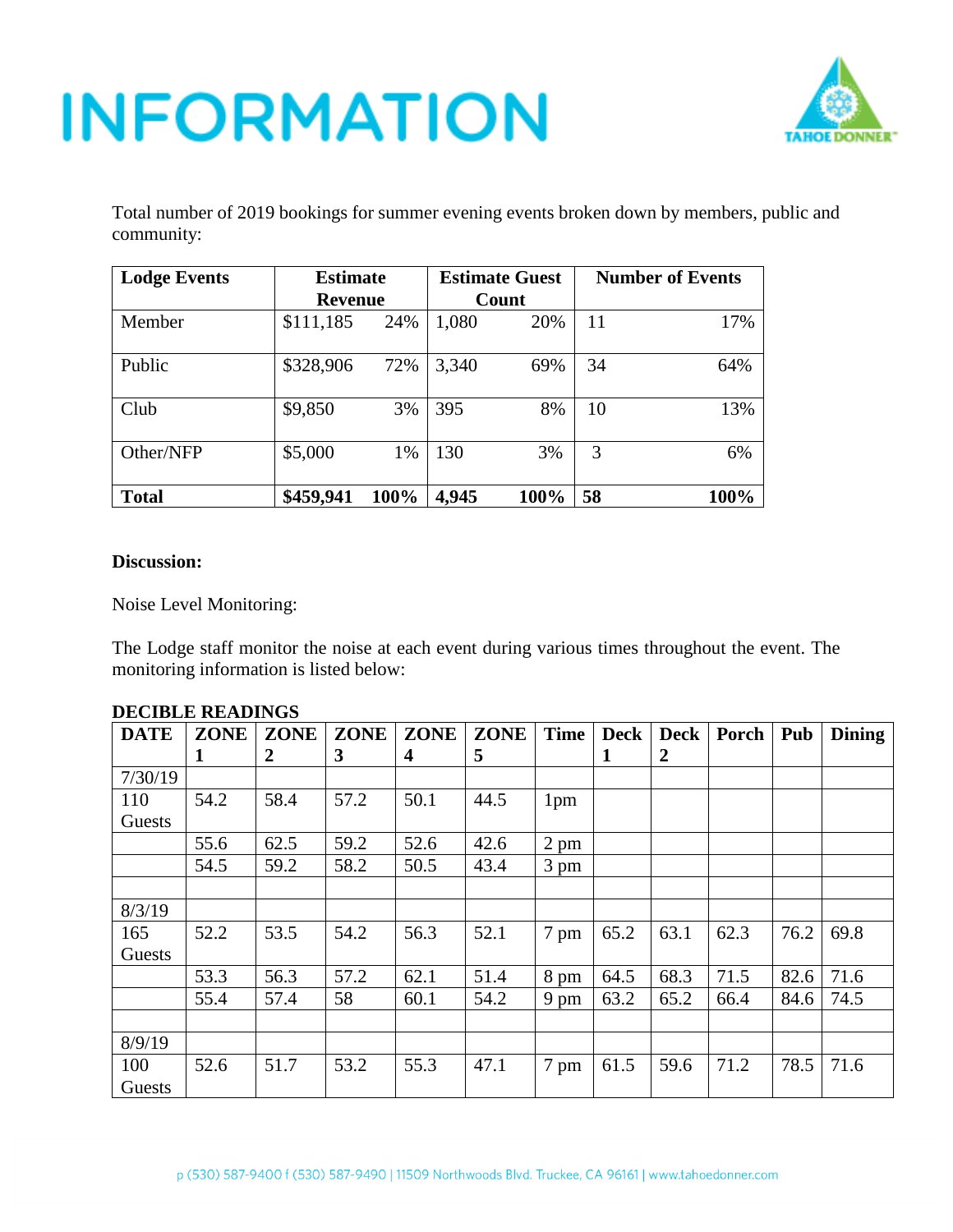# INFORMATION

Total number of 2019 bookings for summer evening events broken down by members, public and community:

| Lodge Events | Estimate Revenue | | Estimate Guest Count | | Number of Events | |
|---|---|---|---|---|---|---|
| Member | $111,185 | 24% | 1,080 | 20% | 11 | 17% |
| Public | $328,906 | 72% | 3,340 | 69% | 34 | 64% |
| Club | $9,850 | 3% | 395 | 8% | 10 | 13% |
| Other/NFP | $5,000 | 1% | 130 | 3% | 3 | 6% |
| **Total** | **$459,941** | **100%** | **4,945** | **100%** | **58** | **100%** |

**Discussion:**

Noise Level Monitoring:

The Lodge staff monitor the noise at each event during various times throughout the event. The monitoring information is listed below:

**DECIBLE READINGS**

| DATE | ZONE 1 | ZONE 2 | ZONE 3 | ZONE 4 | ZONE 5 | Time | Deck 1 | Deck 2 | Porch | Pub | Dining |
|---|---|---|---|---|---|---|---|---|---|---|---|
| 7/30/19 | | | | | | | | | | | |
| 110 Guests | 54.2 | 58.4 | 57.2 | 50.1 | 44.5 | 1pm | | | | | |
| | 55.6 | 62.5 | 59.2 | 52.6 | 42.6 | 2 pm | | | | | |
| | 54.5 | 59.2 | 58.2 | 50.5 | 43.4 | 3 pm | | | | | |
| | | | | | | | | | | | |
| 8/3/19 | | | | | | | | | | | |
| 165 Guests | 52.2 | 53.5 | 54.2 | 56.3 | 52.1 | 7 pm | 65.2 | 63.1 | 62.3 | 76.2 | 69.8 |
| | 53.3 | 56.3 | 57.2 | 62.1 | 51.4 | 8 pm | 64.5 | 68.3 | 71.5 | 82.6 | 71.6 |
| | 55.4 | 57.4 | 58 | 60.1 | 54.2 | 9 pm | 63.2 | 65.2 | 66.4 | 84.6 | 74.5 |
| | | | | | | | | | | | |
| 8/9/19 | | | | | | | | | | | |
| 100 Guests | 52.6 | 51.7 | 53.2 | 55.3 | 47.1 | 7 pm | 61.5 | 59.6 | 71.2 | 78.5 | 71.6 |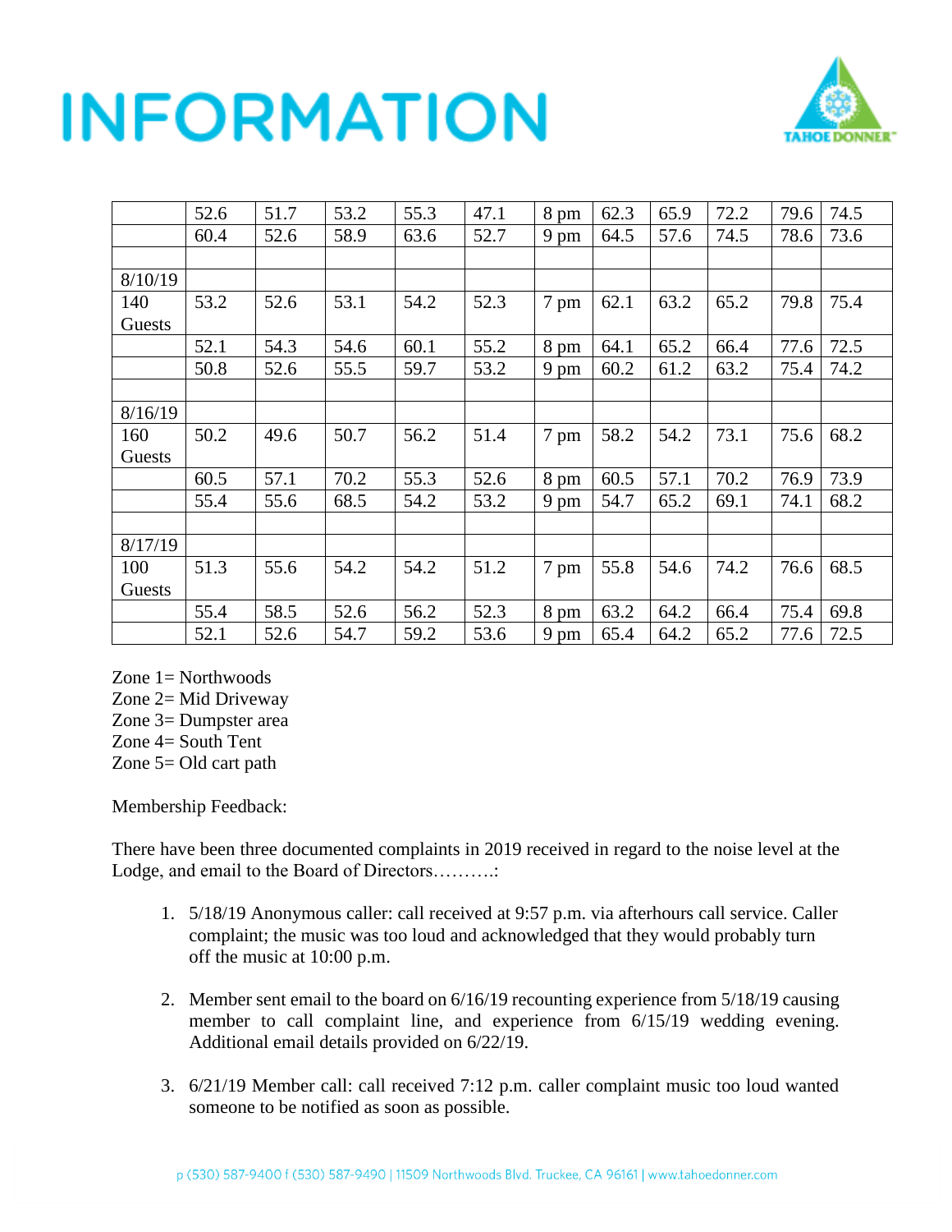# INFORMATION

| | | | | | | | | | | | |
|---|---|---|---|---|---|---|---|---|---|---|---|
| | 52.6 | 51.7 | 53.2 | 55.3 | 47.1 | 8 pm | 62.3 | 65.9 | 72.2 | 79.6 | 74.5 |
| | 60.4 | 52.6 | 58.9 | 63.6 | 52.7 | 9 pm | 64.5 | 57.6 | 74.5 | 78.6 | 73.6 |
| | | | | | | | | | | | |
| 8/10/19 | | | | | | | | | | | |
| 140 Guests | 53.2 | 52.6 | 53.1 | 54.2 | 52.3 | 7 pm | 62.1 | 63.2 | 65.2 | 79.8 | 75.4 |
| | 52.1 | 54.3 | 54.6 | 60.1 | 55.2 | 8 pm | 64.1 | 65.2 | 66.4 | 77.6 | 72.5 |
| | 50.8 | 52.6 | 55.5 | 59.7 | 53.2 | 9 pm | 60.2 | 61.2 | 63.2 | 75.4 | 74.2 |
| | | | | | | | | | | | |
| 8/16/19 | | | | | | | | | | | |
| 160 Guests | 50.2 | 49.6 | 50.7 | 56.2 | 51.4 | 7 pm | 58.2 | 54.2 | 73.1 | 75.6 | 68.2 |
| | 60.5 | 57.1 | 70.2 | 55.3 | 52.6 | 8 pm | 60.5 | 57.1 | 70.2 | 76.9 | 73.9 |
| | 55.4 | 55.6 | 68.5 | 54.2 | 53.2 | 9 pm | 54.7 | 65.2 | 69.1 | 74.1 | 68.2 |
| | | | | | | | | | | | |
| 8/17/19 | | | | | | | | | | | |
| 100 Guests | 51.3 | 55.6 | 54.2 | 54.2 | 51.2 | 7 pm | 55.8 | 54.6 | 74.2 | 76.6 | 68.5 |
| | 55.4 | 58.5 | 52.6 | 56.2 | 52.3 | 8 pm | 63.2 | 64.2 | 66.4 | 75.4 | 69.8 |
| | 52.1 | 52.6 | 54.7 | 59.2 | 53.6 | 9 pm | 65.4 | 64.2 | 65.2 | 77.6 | 72.5 |

Zone 1= Northwoods
Zone 2= Mid Driveway
Zone 3= Dumpster area
Zone 4= South Tent
Zone 5= Old cart path

Membership Feedback:

There have been three documented complaints in 2019 received in regard to the noise level at the Lodge, and email to the Board of Directors……….:

1. 5/18/19 Anonymous caller: call received at 9:57 p.m. via afterhours call service. Caller complaint; the music was too loud and acknowledged that they would probably turn off the music at 10:00 p.m.

2. Member sent email to the board on 6/16/19 recounting experience from 5/18/19 causing member to call complaint line, and experience from 6/15/19 wedding evening. Additional email details provided on 6/22/19.

3. 6/21/19 Member call: call received 7:12 p.m. caller complaint music too loud wanted someone to be notified as soon as possible.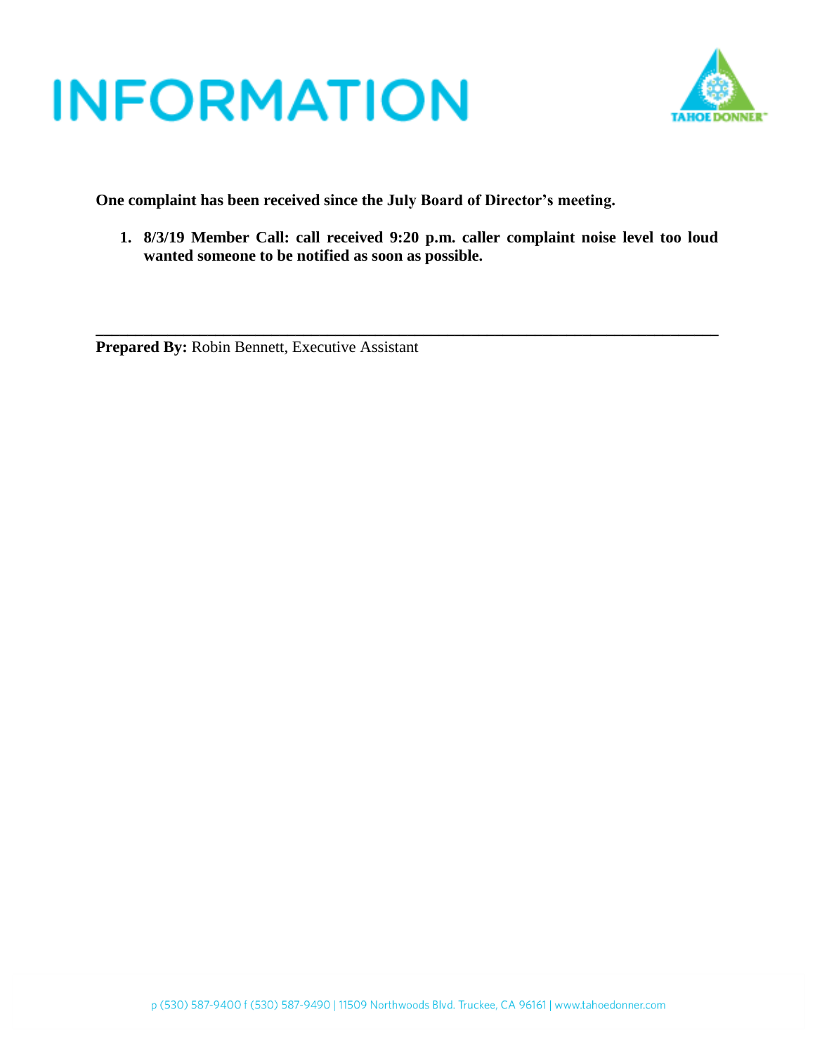# INFORMATION

**One complaint has been received since the July Board of Director's meeting.**

1. **8/3/19 Member Call: call received 9:20 p.m. caller complaint noise level too loud wanted someone to be notified as soon as possible.**

---

**Prepared By:** Robin Bennett, Executive Assistant

p (530) 587-9400 f (530) 587-9490 | 11509 Northwoods Blvd. Truckee, CA 96161 | www.tahoedonner.com